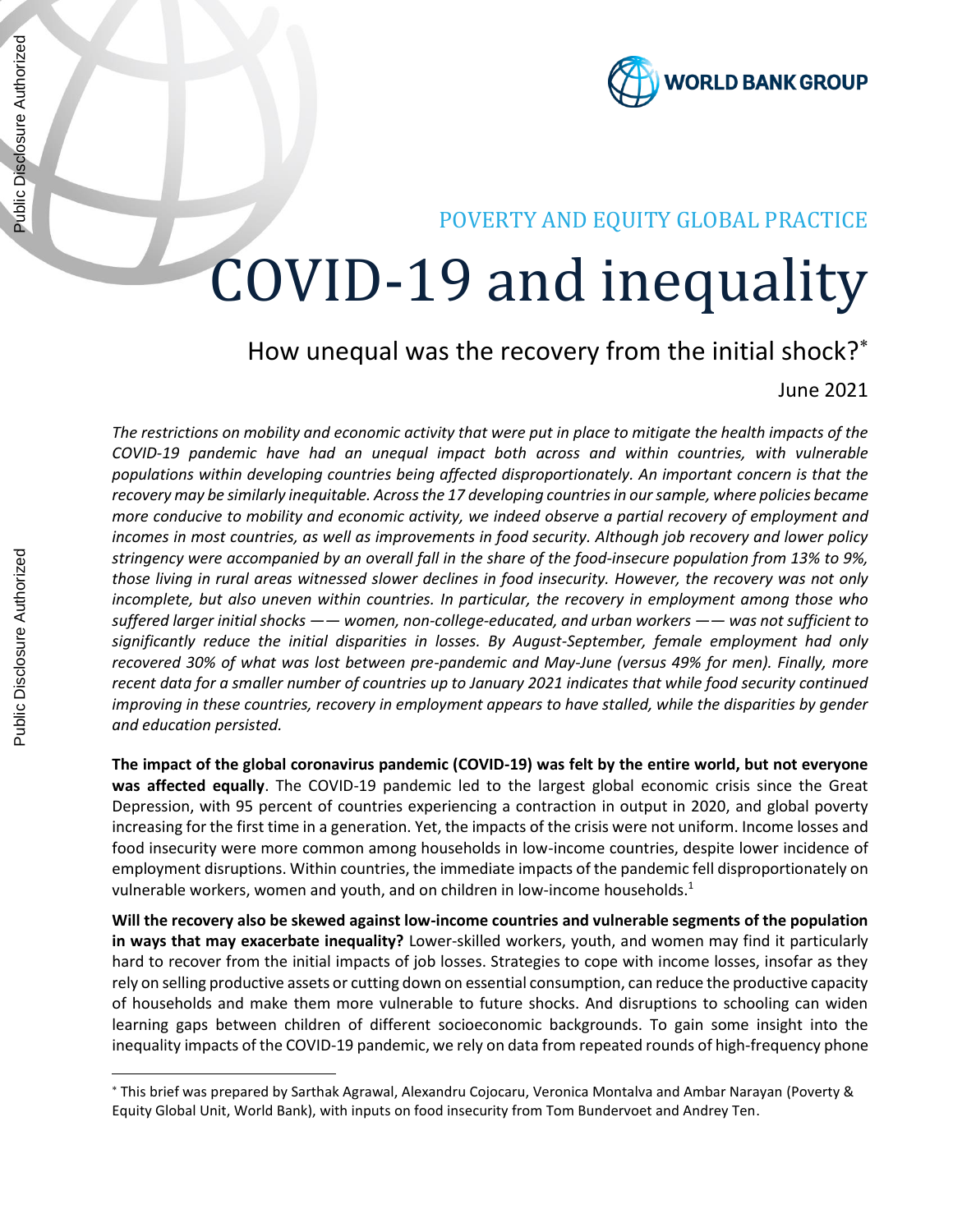POVERTY AND EQUITY GLOBAL PRACTICE

# COVID-19 and inequality

## How unequal was the recovery from the initial shock?*

June 2021

*The restrictions on mobility and economic activity that were put in place to mitigate the health impacts of the COVID-19 pandemic have had an unequal impact both across and within countries, with vulnerable populations within developing countries being affected disproportionately. An important concern is that the recovery may be similarly inequitable. Across the 17 developing countries in our sample, where policies became more conducive to mobility and economic activity, we indeed observe a partial recovery of employment and incomes in most countries, as well as improvements in food security. Although job recovery and lower policy stringency were accompanied by an overall fall in the share of the food-insecure population from 13% to 9%, those living in rural areas witnessed slower declines in food insecurity. However, the recovery was not only incomplete, but also uneven within countries. In particular, the recovery in employment among those who suffered larger initial shocks —— women, non-college-educated, and urban workers —— was not sufficient to significantly reduce the initial disparities in losses. By August-September, female employment had only recovered 30% of what was lost between pre-pandemic and May-June (versus 49% for men). Finally, more recent data for a smaller number of countries up to January 2021 indicates that while food security continued improving in these countries, recovery in employment appears to have stalled, while the disparities by gender and education persisted.*

**The impact of the global coronavirus pandemic (COVID-19) was felt by the entire world, but not everyone was affected equally**. The COVID-19 pandemic led to the largest global economic crisis since the Great Depression, with 95 percent of countries experiencing a contraction in output in 2020, and global poverty increasing for the first time in a generation. Yet, the impacts of the crisis were not uniform. Income losses and food insecurity were more common among households in low-income countries, despite lower incidence of employment disruptions. Within countries, the immediate impacts of the pandemic fell disproportionately on vulnerable workers, women and youth, and on children in low-income households.[1]

**Will the recovery also be skewed against low-income countries and vulnerable segments of the population in ways that may exacerbate inequality?** Lower-skilled workers, youth, and women may find it particularly hard to recover from the initial impacts of job losses. Strategies to cope with income losses, insofar as they rely on selling productive assets or cutting down on essential consumption, can reduce the productive capacity of households and make them more vulnerable to future shocks. And disruptions to schooling can widen learning gaps between children of different socioeconomic backgrounds. To gain some insight into the inequality impacts of the COVID-19 pandemic, we rely on data from repeated rounds of high-frequency phone

---

* This brief was prepared by Sarthak Agrawal, Alexandru Cojocaru, Veronica Montalva and Ambar Narayan (Poverty & Equity Global Unit, World Bank), with inputs on food insecurity from Tom Bundervoet and Andrey Ten.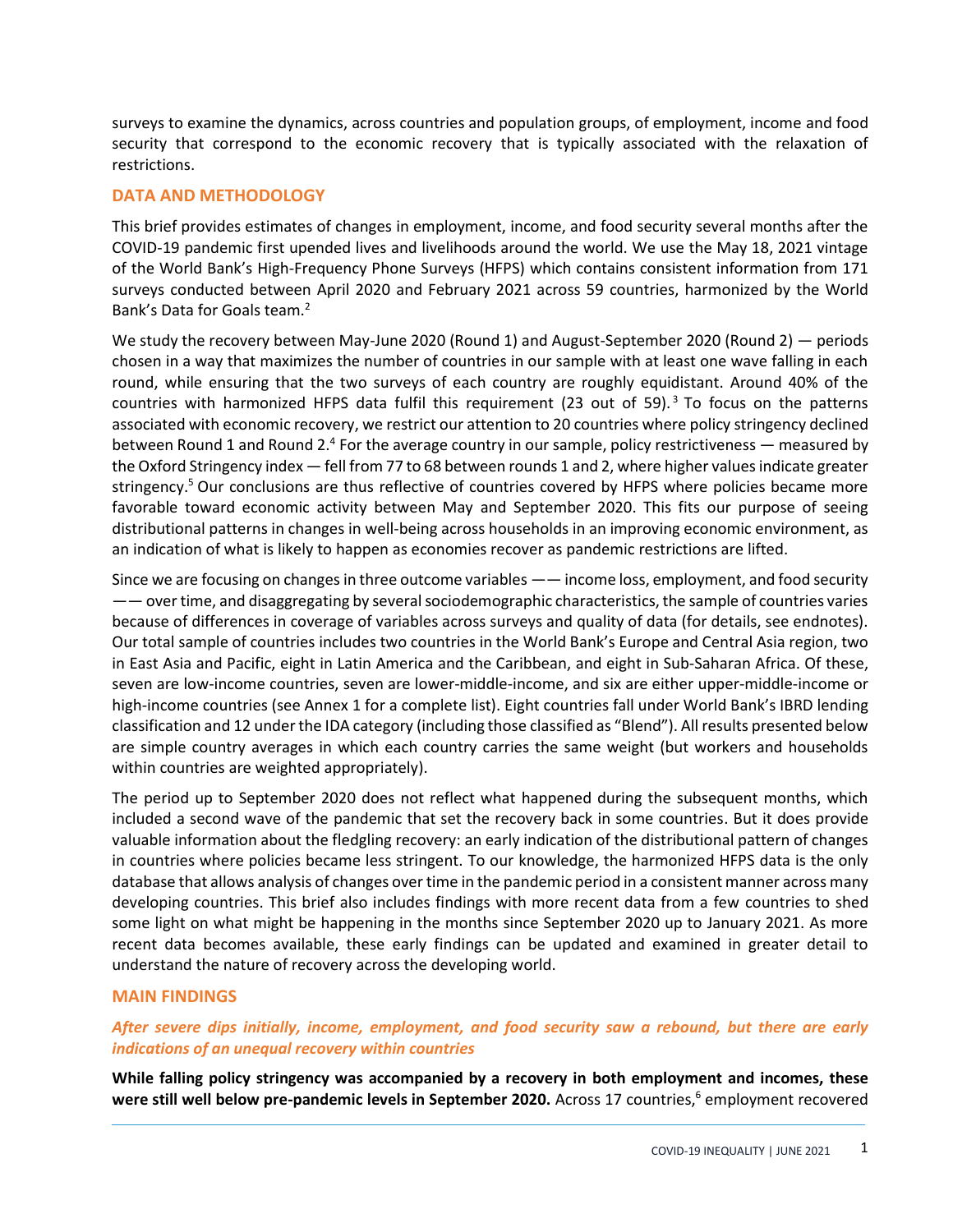surveys to examine the dynamics, across countries and population groups, of employment, income and food security that correspond to the economic recovery that is typically associated with the relaxation of restrictions.

## DATA AND METHODOLOGY

This brief provides estimates of changes in employment, income, and food security several months after the COVID-19 pandemic first upended lives and livelihoods around the world. We use the May 18, 2021 vintage of the World Bank's High-Frequency Phone Surveys (HFPS) which contains consistent information from 171 surveys conducted between April 2020 and February 2021 across 59 countries, harmonized by the World Bank's Data for Goals team.[2]

We study the recovery between May-June 2020 (Round 1) and August-September 2020 (Round 2) — periods chosen in a way that maximizes the number of countries in our sample with at least one wave falling in each round, while ensuring that the two surveys of each country are roughly equidistant. Around 40% of the countries with harmonized HFPS data fulfil this requirement (23 out of 59).[3] To focus on the patterns associated with economic recovery, we restrict our attention to 20 countries where policy stringency declined between Round 1 and Round 2.[4] For the average country in our sample, policy restrictiveness — measured by the Oxford Stringency index — fell from 77 to 68 between rounds 1 and 2, where higher values indicate greater stringency.[5] Our conclusions are thus reflective of countries covered by HFPS where policies became more favorable toward economic activity between May and September 2020. This fits our purpose of seeing distributional patterns in changes in well-being across households in an improving economic environment, as an indication of what is likely to happen as economies recover as pandemic restrictions are lifted.

Since we are focusing on changes in three outcome variables —— income loss, employment, and food security —— over time, and disaggregating by several sociodemographic characteristics, the sample of countries varies because of differences in coverage of variables across surveys and quality of data (for details, see endnotes). Our total sample of countries includes two countries in the World Bank's Europe and Central Asia region, two in East Asia and Pacific, eight in Latin America and the Caribbean, and eight in Sub-Saharan Africa. Of these, seven are low-income countries, seven are lower-middle-income, and six are either upper-middle-income or high-income countries (see Annex 1 for a complete list). Eight countries fall under World Bank's IBRD lending classification and 12 under the IDA category (including those classified as "Blend"). All results presented below are simple country averages in which each country carries the same weight (but workers and households within countries are weighted appropriately).

The period up to September 2020 does not reflect what happened during the subsequent months, which included a second wave of the pandemic that set the recovery back in some countries. But it does provide valuable information about the fledgling recovery: an early indication of the distributional pattern of changes in countries where policies became less stringent. To our knowledge, the harmonized HFPS data is the only database that allows analysis of changes over time in the pandemic period in a consistent manner across many developing countries. This brief also includes findings with more recent data from a few countries to shed some light on what might be happening in the months since September 2020 up to January 2021. As more recent data becomes available, these early findings can be updated and examined in greater detail to understand the nature of recovery across the developing world.

## MAIN FINDINGS

### *After severe dips initially, income, employment, and food security saw a rebound, but there are early indications of an unequal recovery within countries*

**While falling policy stringency was accompanied by a recovery in both employment and incomes, these were still well below pre-pandemic levels in September 2020.** Across 17 countries,[6] employment recovered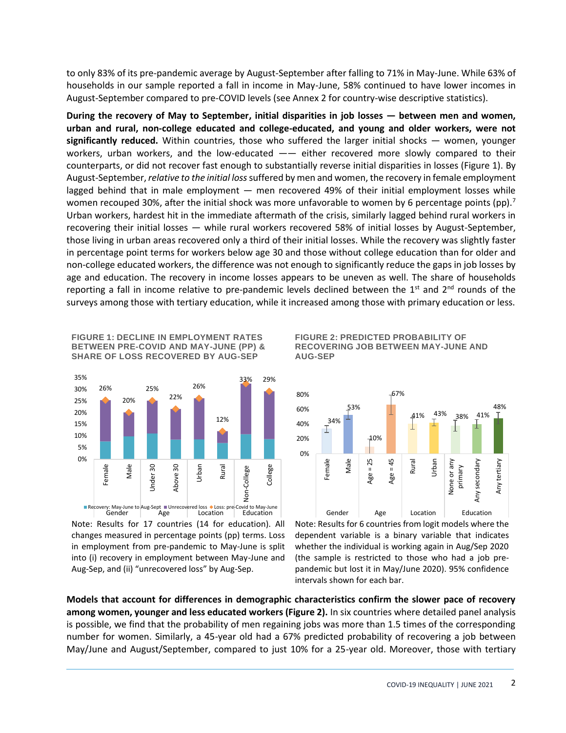to only 83% of its pre-pandemic average by August-September after falling to 71% in May-June. While 63% of households in our sample reported a fall in income in May-June, 58% continued to have lower incomes in August-September compared to pre-COVID levels (see Annex 2 for country-wise descriptive statistics).

**During the recovery of May to September, initial disparities in job losses — between men and women, urban and rural, non-college educated and college-educated, and young and older workers, were not significantly reduced.** Within countries, those who suffered the larger initial shocks — women, younger workers, urban workers, and the low-educated —— either recovered more slowly compared to their counterparts, or did not recover fast enough to substantially reverse initial disparities in losses (Figure 1). By August-September, *relative to the initial loss* suffered by men and women, the recovery in female employment lagged behind that in male employment — men recovered 49% of their initial employment losses while women recouped 30%, after the initial shock was more unfavorable to women by 6 percentage points (pp).[7] Urban workers, hardest hit in the immediate aftermath of the crisis, similarly lagged behind rural workers in recovering their initial losses — while rural workers recovered 58% of initial losses by August-September, those living in urban areas recovered only a third of their initial losses. While the recovery was slightly faster in percentage point terms for workers below age 30 and those without college education than for older and non-college educated workers, the difference was not enough to significantly reduce the gaps in job losses by age and education. The recovery in income losses appears to be uneven as well. The share of households reporting a fall in income relative to pre-pandemic levels declined between the 1st and 2nd rounds of the surveys among those with tertiary education, while it increased among those with primary education or less.

**FIGURE 1: DECLINE IN EMPLOYMENT RATES BETWEEN PRE-COVID AND MAY-JUNE (PP) & SHARE OF LOSS RECOVERED BY AUG-SEP**

| Group | Category | Loss: pre-Covid to May-June |
|---|---|---|
| Gender | Female | 26% |
| Gender | Male | 20% |
| Age | Under 30 | 25% |
| Age | Above 30 | 22% |
| Location | Urban | 26% |
| Location | Rural | 12% |
| Education | Non-College | 33% |
| Education | College | 29% |

Legend: Recovery: May-June to Aug-Sept; Unrecovered loss; Loss: pre-Covid to May-June

Note: Results for 17 countries (14 for education). All changes measured in percentage points (pp) terms. Loss in employment from pre-pandemic to May-June is split into (i) recovery in employment between May-June and Aug-Sep, and (ii) "unrecovered loss" by Aug-Sep.

**FIGURE 2: PREDICTED PROBABILITY OF RECOVERING JOB BETWEEN MAY-JUNE AND AUG-SEP**

| Group | Category | Predicted probability |
|---|---|---|
| Gender | Female | 34% |
| Gender | Male | 53% |
| Age | Age = 25 | 10% |
| Age | Age = 45 | 67% |
| Location | Rural | 41% |
| Location | Urban | 43% |
| Education | None or any primary | 38% |
| Education | Any secondary | 41% |
| Education | Any tertiary | 48% |

Note: Results for 6 countries from logit models where the dependent variable is a binary variable that indicates whether the individual is working again in Aug/Sep 2020 (the sample is restricted to those who had a job pre-pandemic but lost it in May/June 2020). 95% confidence intervals shown for each bar.

**Models that account for differences in demographic characteristics confirm the slower pace of recovery among women, younger and less educated workers (Figure 2).** In six countries where detailed panel analysis is possible, we find that the probability of men regaining jobs was more than 1.5 times of the corresponding number for women. Similarly, a 45-year old had a 67% predicted probability of recovering a job between May/June and August/September, compared to just 10% for a 25-year old. Moreover, those with tertiary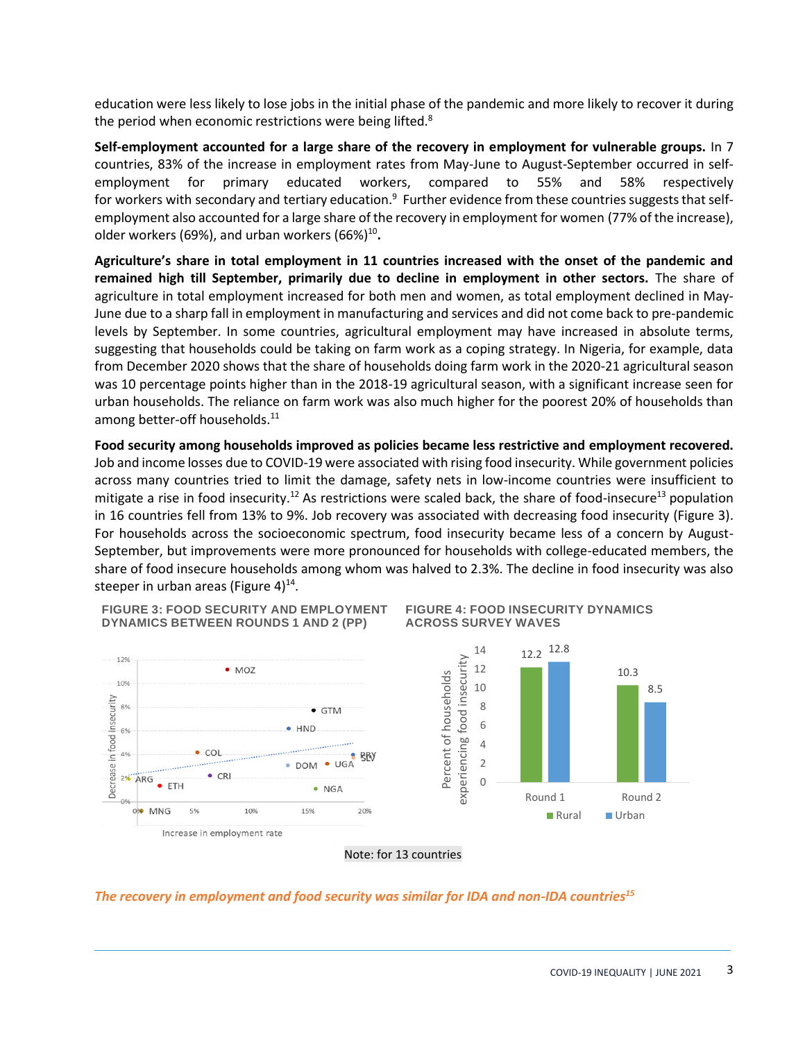education were less likely to lose jobs in the initial phase of the pandemic and more likely to recover it during the period when economic restrictions were being lifted.[8]

**Self-employment accounted for a large share of the recovery in employment for vulnerable groups.** In 7 countries, 83% of the increase in employment rates from May-June to August-September occurred in self-employment for primary educated workers, compared to 55% and 58% respectively for workers with secondary and tertiary education.[9] Further evidence from these countries suggests that self-employment also accounted for a large share of the recovery in employment for women (77% of the increase), older workers (69%), and urban workers (66%)[10].

**Agriculture's share in total employment in 11 countries increased with the onset of the pandemic and remained high till September, primarily due to decline in employment in other sectors.** The share of agriculture in total employment increased for both men and women, as total employment declined in May-June due to a sharp fall in employment in manufacturing and services and did not come back to pre-pandemic levels by September. In some countries, agricultural employment may have increased in absolute terms, suggesting that households could be taking on farm work as a coping strategy. In Nigeria, for example, data from December 2020 shows that the share of households doing farm work in the 2020-21 agricultural season was 10 percentage points higher than in the 2018-19 agricultural season, with a significant increase seen for urban households. The reliance on farm work was also much higher for the poorest 20% of households than among better-off households.[11]

**Food security among households improved as policies became less restrictive and employment recovered.** Job and income losses due to COVID-19 were associated with rising food insecurity. While government policies across many countries tried to limit the damage, safety nets in low-income countries were insufficient to mitigate a rise in food insecurity.[12] As restrictions were scaled back, the share of food-insecure[13] population in 16 countries fell from 13% to 9%. Job recovery was associated with decreasing food insecurity (Figure 3). For households across the socioeconomic spectrum, food insecurity became less of a concern by August-September, but improvements were more pronounced for households with college-educated members, the share of food insecure households among whom was halved to 2.3%. The decline in food insecurity was also steeper in urban areas (Figure 4)[14].

**FIGURE 3: FOOD SECURITY AND EMPLOYMENT DYNAMICS BETWEEN ROUNDS 1 AND 2 (PP)**

**FIGURE 4: FOOD INSECURITY DYNAMICS ACROSS SURVEY WAVES**

| | Rural | Urban |
|---|---|---|
| Round 1 | 12.2 | 12.8 |
| Round 2 | 10.3 | 8.5 |

Note: for 13 countries

## *The recovery in employment and food security was similar for IDA and non-IDA countries[15]*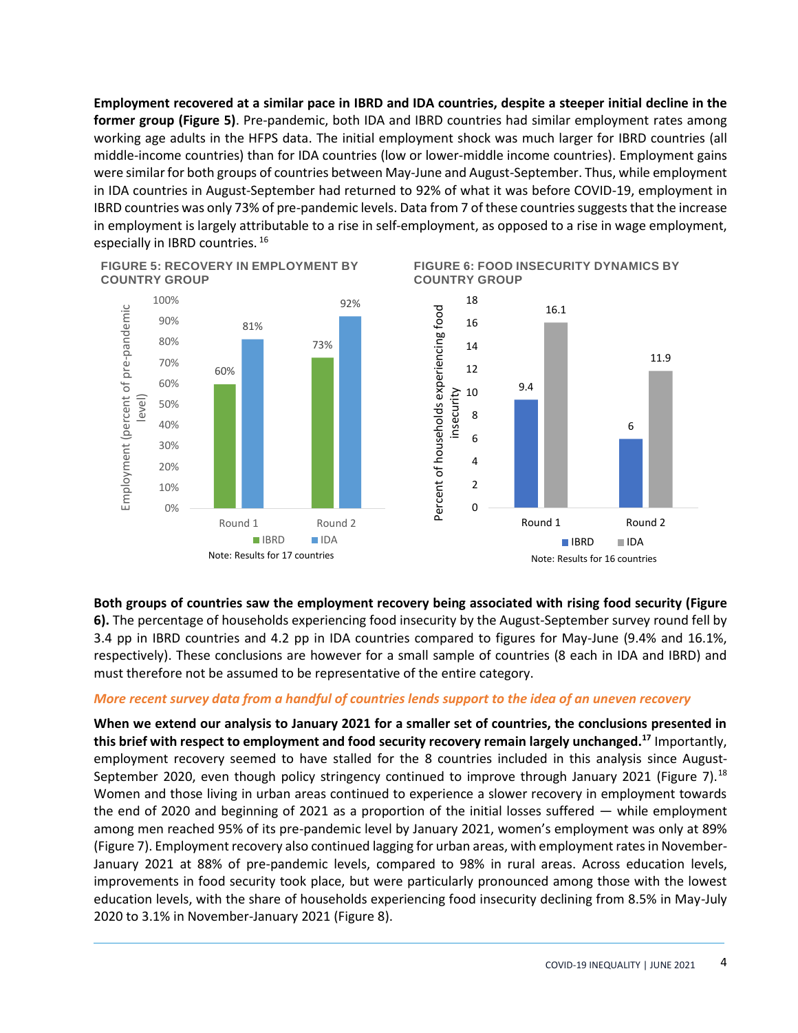**Employment recovered at a similar pace in IBRD and IDA countries, despite a steeper initial decline in the former group (Figure 5)**. Pre-pandemic, both IDA and IBRD countries had similar employment rates among working age adults in the HFPS data. The initial employment shock was much larger for IBRD countries (all middle-income countries) than for IDA countries (low or lower-middle income countries). Employment gains were similar for both groups of countries between May-June and August-September. Thus, while employment in IDA countries in August-September had returned to 92% of what it was before COVID-19, employment in IBRD countries was only 73% of pre-pandemic levels. Data from 7 of these countries suggests that the increase in employment is largely attributable to a rise in self-employment, as opposed to a rise in wage employment, especially in IBRD countries.[16]

**FIGURE 5: RECOVERY IN EMPLOYMENT BY COUNTRY GROUP**

Employment (percent of pre-pandemic level)

| | IBRD | IDA |
|---|---|---|
| Round 1 | 60% | 81% |
| Round 2 | 73% | 92% |

Note: Results for 17 countries

**FIGURE 6: FOOD INSECURITY DYNAMICS BY COUNTRY GROUP**

Percent of households experiencing food insecurity

| | IBRD | IDA |
|---|---|---|
| Round 1 | 9.4 | 16.1 |
| Round 2 | 6 | 11.9 |

Note: Results for 16 countries

**Both groups of countries saw the employment recovery being associated with rising food security (Figure 6).** The percentage of households experiencing food insecurity by the August-September survey round fell by 3.4 pp in IBRD countries and 4.2 pp in IDA countries compared to figures for May-June (9.4% and 16.1%, respectively). These conclusions are however for a small sample of countries (8 each in IDA and IBRD) and must therefore not be assumed to be representative of the entire category.

### *More recent survey data from a handful of countries lends support to the idea of an uneven recovery*

**When we extend our analysis to January 2021 for a smaller set of countries, the conclusions presented in this brief with respect to employment and food security recovery remain largely unchanged.**[17] Importantly, employment recovery seemed to have stalled for the 8 countries included in this analysis since August-September 2020, even though policy stringency continued to improve through January 2021 (Figure 7).[18] Women and those living in urban areas continued to experience a slower recovery in employment towards the end of 2020 and beginning of 2021 as a proportion of the initial losses suffered — while employment among men reached 95% of its pre-pandemic level by January 2021, women's employment was only at 89% (Figure 7). Employment recovery also continued lagging for urban areas, with employment rates in November-January 2021 at 88% of pre-pandemic levels, compared to 98% in rural areas. Across education levels, improvements in food security took place, but were particularly pronounced among those with the lowest education levels, with the share of households experiencing food insecurity declining from 8.5% in May-July 2020 to 3.1% in November-January 2021 (Figure 8).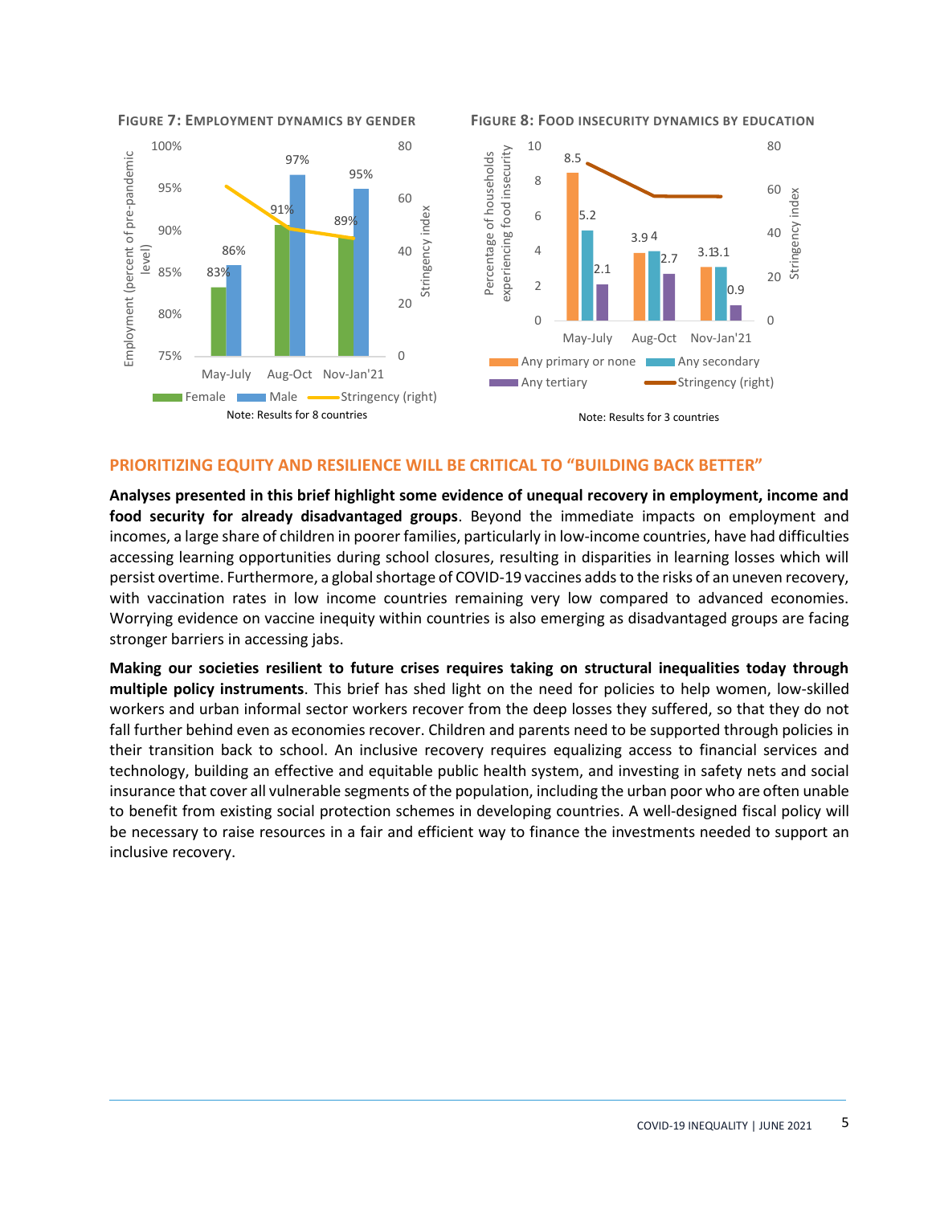**FIGURE 7: EMPLOYMENT DYNAMICS BY GENDER**

Note: Results for 8 countries

**FIGURE 8: FOOD INSECURITY DYNAMICS BY EDUCATION**

Note: Results for 3 countries

## PRIORITIZING EQUITY AND RESILIENCE WILL BE CRITICAL TO "BUILDING BACK BETTER"

**Analyses presented in this brief highlight some evidence of unequal recovery in employment, income and food security for already disadvantaged groups**. Beyond the immediate impacts on employment and incomes, a large share of children in poorer families, particularly in low-income countries, have had difficulties accessing learning opportunities during school closures, resulting in disparities in learning losses which will persist overtime. Furthermore, a global shortage of COVID-19 vaccines adds to the risks of an uneven recovery, with vaccination rates in low income countries remaining very low compared to advanced economies. Worrying evidence on vaccine inequity within countries is also emerging as disadvantaged groups are facing stronger barriers in accessing jabs.

**Making our societies resilient to future crises requires taking on structural inequalities today through multiple policy instruments**. This brief has shed light on the need for policies to help women, low-skilled workers and urban informal sector workers recover from the deep losses they suffered, so that they do not fall further behind even as economies recover. Children and parents need to be supported through policies in their transition back to school. An inclusive recovery requires equalizing access to financial services and technology, building an effective and equitable public health system, and investing in safety nets and social insurance that cover all vulnerable segments of the population, including the urban poor who are often unable to benefit from existing social protection schemes in developing countries. A well-designed fiscal policy will be necessary to raise resources in a fair and efficient way to finance the investments needed to support an inclusive recovery.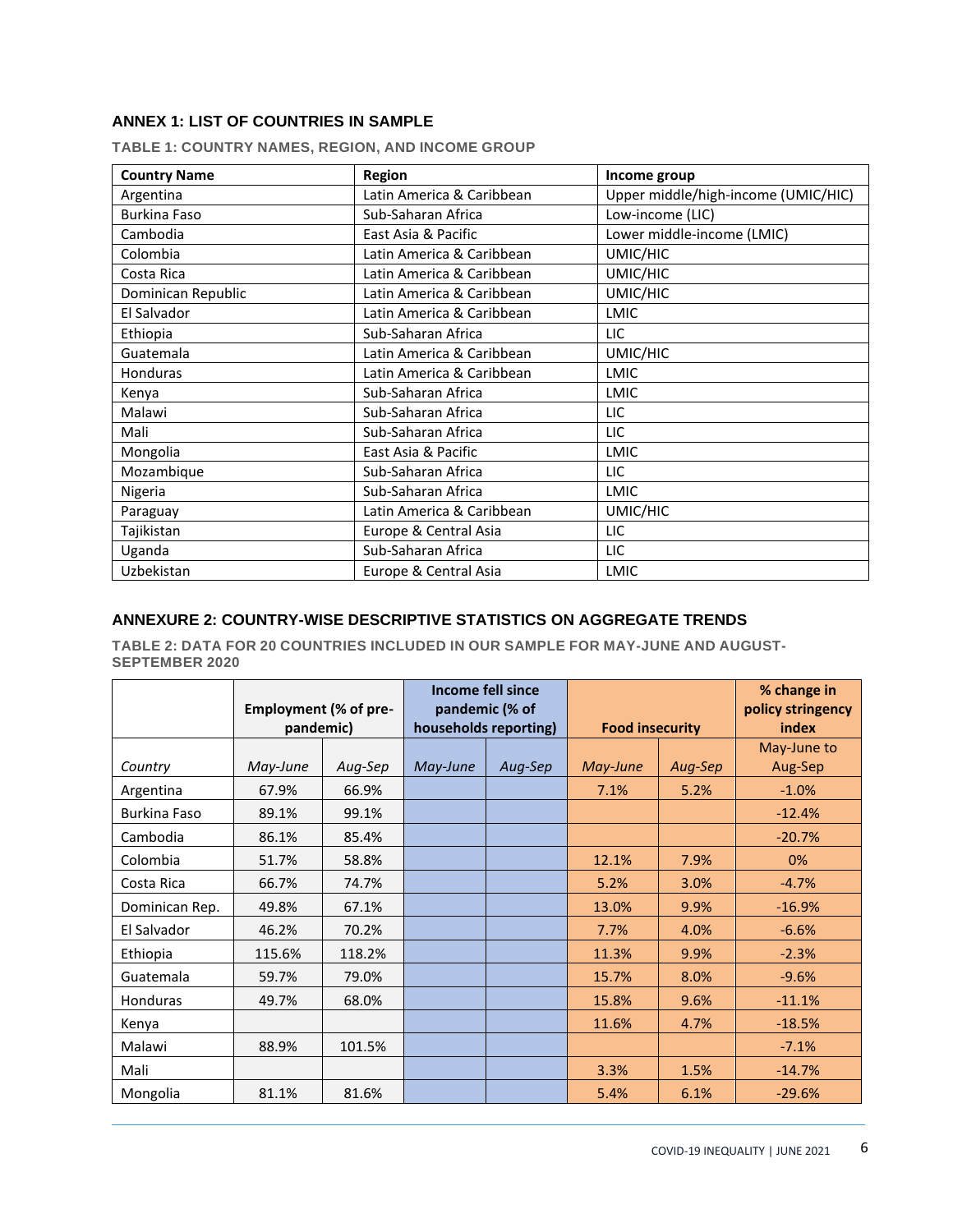## ANNEX 1: LIST OF COUNTRIES IN SAMPLE

### TABLE 1: COUNTRY NAMES, REGION, AND INCOME GROUP

| Country Name | Region | Income group |
|---|---|---|
| Argentina | Latin America & Caribbean | Upper middle/high-income (UMIC/HIC) |
| Burkina Faso | Sub-Saharan Africa | Low-income (LIC) |
| Cambodia | East Asia & Pacific | Lower middle-income (LMIC) |
| Colombia | Latin America & Caribbean | UMIC/HIC |
| Costa Rica | Latin America & Caribbean | UMIC/HIC |
| Dominican Republic | Latin America & Caribbean | UMIC/HIC |
| El Salvador | Latin America & Caribbean | LMIC |
| Ethiopia | Sub-Saharan Africa | LIC |
| Guatemala | Latin America & Caribbean | UMIC/HIC |
| Honduras | Latin America & Caribbean | LMIC |
| Kenya | Sub-Saharan Africa | LMIC |
| Malawi | Sub-Saharan Africa | LIC |
| Mali | Sub-Saharan Africa | LIC |
| Mongolia | East Asia & Pacific | LMIC |
| Mozambique | Sub-Saharan Africa | LIC |
| Nigeria | Sub-Saharan Africa | LMIC |
| Paraguay | Latin America & Caribbean | UMIC/HIC |
| Tajikistan | Europe & Central Asia | LIC |
| Uganda | Sub-Saharan Africa | LIC |
| Uzbekistan | Europe & Central Asia | LMIC |

## ANNEXURE 2: COUNTRY-WISE DESCRIPTIVE STATISTICS ON AGGREGATE TRENDS

### TABLE 2: DATA FOR 20 COUNTRIES INCLUDED IN OUR SAMPLE FOR MAY-JUNE AND AUGUST-SEPTEMBER 2020

| | Employment (% of pre-pandemic) | | Income fell since pandemic (% of households reporting) | | Food insecurity | | % change in policy stringency index |
|---|---|---|---|---|---|---|---|
| *Country* | *May-June* | *Aug-Sep* | *May-June* | *Aug-Sep* | *May-June* | *Aug-Sep* | May-June to Aug-Sep |
| Argentina | 67.9% | 66.9% | | | 7.1% | 5.2% | -1.0% |
| Burkina Faso | 89.1% | 99.1% | | | | | -12.4% |
| Cambodia | 86.1% | 85.4% | | | | | -20.7% |
| Colombia | 51.7% | 58.8% | | | 12.1% | 7.9% | 0% |
| Costa Rica | 66.7% | 74.7% | | | 5.2% | 3.0% | -4.7% |
| Dominican Rep. | 49.8% | 67.1% | | | 13.0% | 9.9% | -16.9% |
| El Salvador | 46.2% | 70.2% | | | 7.7% | 4.0% | -6.6% |
| Ethiopia | 115.6% | 118.2% | | | 11.3% | 9.9% | -2.3% |
| Guatemala | 59.7% | 79.0% | | | 15.7% | 8.0% | -9.6% |
| Honduras | 49.7% | 68.0% | | | 15.8% | 9.6% | -11.1% |
| Kenya | | | | | 11.6% | 4.7% | -18.5% |
| Malawi | 88.9% | 101.5% | | | | | -7.1% |
| Mali | | | | | 3.3% | 1.5% | -14.7% |
| Mongolia | 81.1% | 81.6% | | | 5.4% | 6.1% | -29.6% |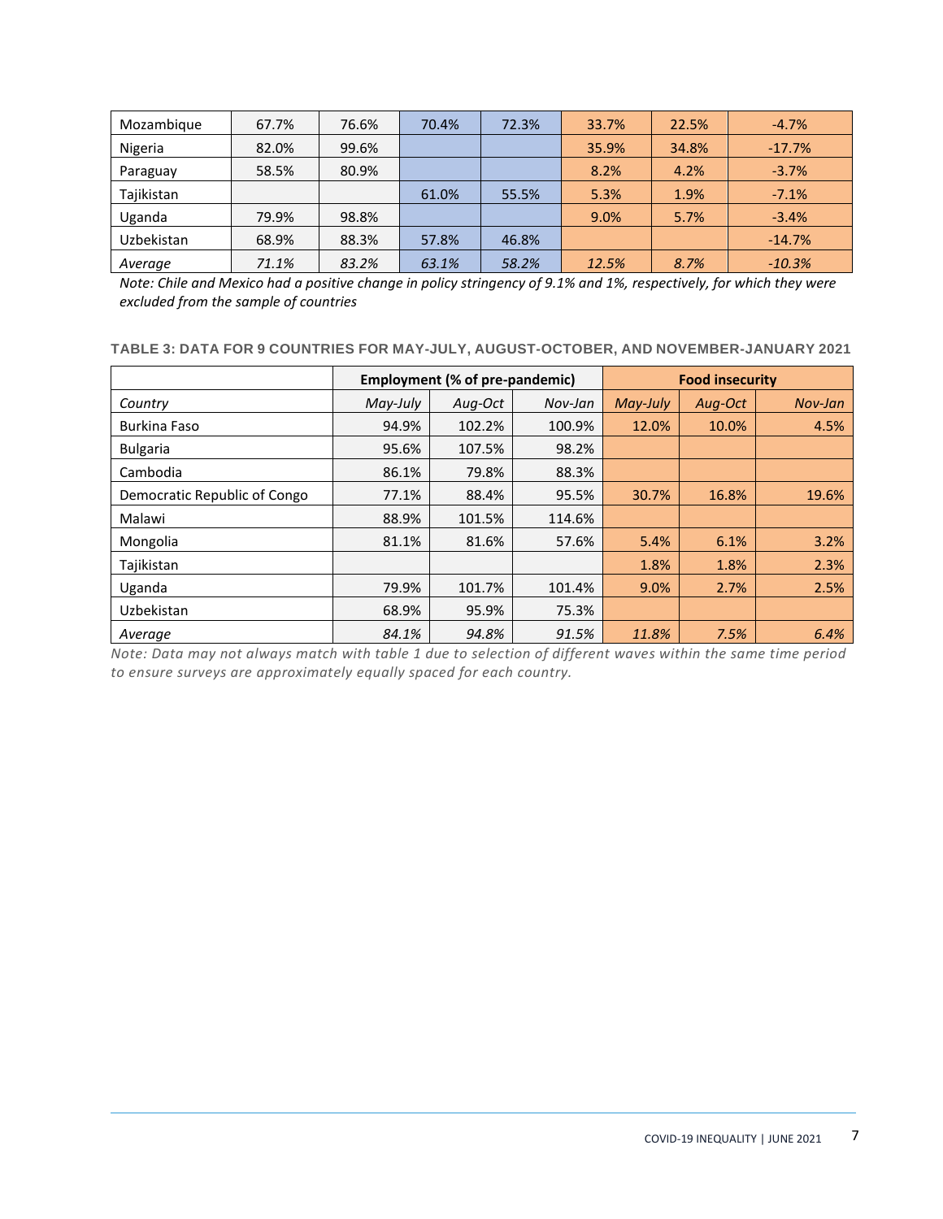| | | | | | | | |
|---|---|---|---|---|---|---|---|
| Mozambique | 67.7% | 76.6% | 70.4% | 72.3% | 33.7% | 22.5% | -4.7% |
| Nigeria | 82.0% | 99.6% | | | 35.9% | 34.8% | -17.7% |
| Paraguay | 58.5% | 80.9% | | | 8.2% | 4.2% | -3.7% |
| Tajikistan | | | 61.0% | 55.5% | 5.3% | 1.9% | -7.1% |
| Uganda | 79.9% | 98.8% | | | 9.0% | 5.7% | -3.4% |
| Uzbekistan | 68.9% | 88.3% | 57.8% | 46.8% | | | -14.7% |
| *Average* | *71.1%* | *83.2%* | *63.1%* | *58.2%* | *12.5%* | *8.7%* | *-10.3%* |

*Note: Chile and Mexico had a positive change in policy stringency of 9.1% and 1%, respectively, for which they were excluded from the sample of countries*

**TABLE 3: DATA FOR 9 COUNTRIES FOR MAY-JULY, AUGUST-OCTOBER, AND NOVEMBER-JANUARY 2021**

| | **Employment (% of pre-pandemic)** | | | **Food insecurity** | | |
|---|---|---|---|---|---|---|
| *Country* | *May-July* | *Aug-Oct* | *Nov-Jan* | *May-July* | *Aug-Oct* | *Nov-Jan* |
| Burkina Faso | 94.9% | 102.2% | 100.9% | 12.0% | 10.0% | 4.5% |
| Bulgaria | 95.6% | 107.5% | 98.2% | | | |
| Cambodia | 86.1% | 79.8% | 88.3% | | | |
| Democratic Republic of Congo | 77.1% | 88.4% | 95.5% | 30.7% | 16.8% | 19.6% |
| Malawi | 88.9% | 101.5% | 114.6% | | | |
| Mongolia | 81.1% | 81.6% | 57.6% | 5.4% | 6.1% | 3.2% |
| Tajikistan | | | | 1.8% | 1.8% | 2.3% |
| Uganda | 79.9% | 101.7% | 101.4% | 9.0% | 2.7% | 2.5% |
| Uzbekistan | 68.9% | 95.9% | 75.3% | | | |
| *Average* | *84.1%* | *94.8%* | *91.5%* | *11.8%* | *7.5%* | *6.4%* |

*Note: Data may not always match with table 1 due to selection of different waves within the same time period to ensure surveys are approximately equally spaced for each country.*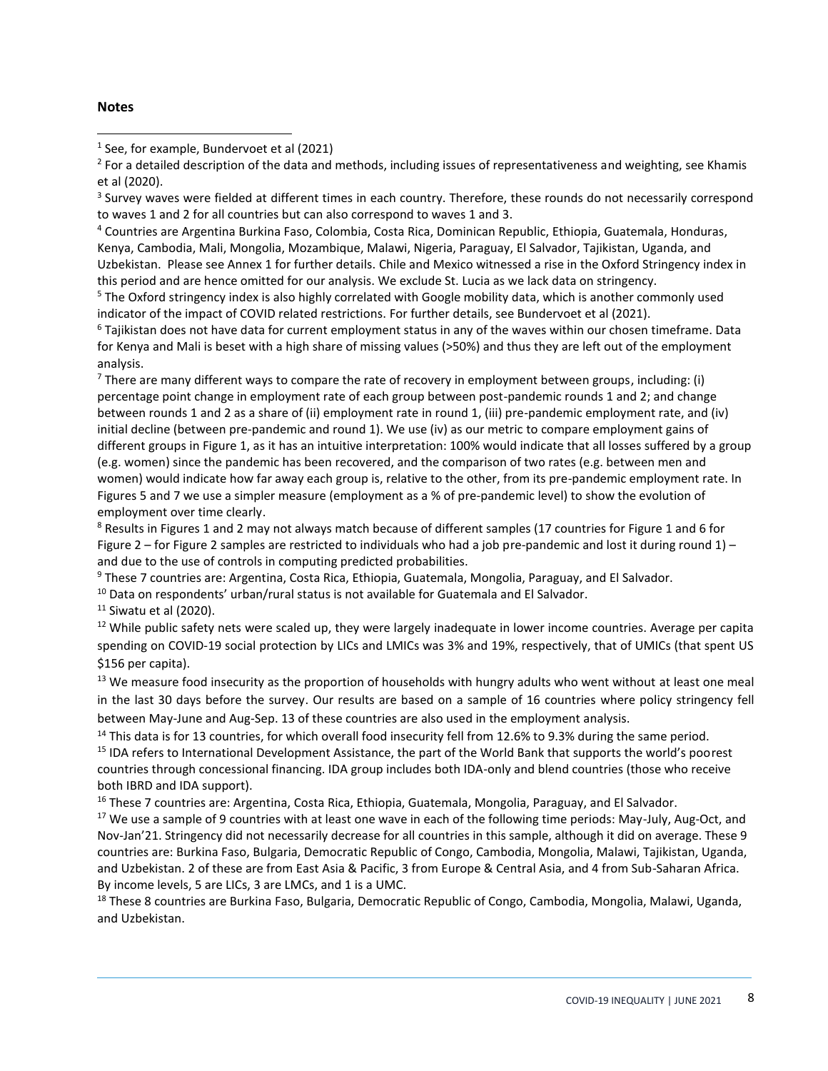**Notes**

[1] See, for example, Bundervoet et al (2021)

[2] For a detailed description of the data and methods, including issues of representativeness and weighting, see Khamis et al (2020).

[3] Survey waves were fielded at different times in each country. Therefore, these rounds do not necessarily correspond to waves 1 and 2 for all countries but can also correspond to waves 1 and 3.

[4] Countries are Argentina Burkina Faso, Colombia, Costa Rica, Dominican Republic, Ethiopia, Guatemala, Honduras, Kenya, Cambodia, Mali, Mongolia, Mozambique, Malawi, Nigeria, Paraguay, El Salvador, Tajikistan, Uganda, and Uzbekistan. Please see Annex 1 for further details. Chile and Mexico witnessed a rise in the Oxford Stringency index in this period and are hence omitted for our analysis. We exclude St. Lucia as we lack data on stringency.

[5] The Oxford stringency index is also highly correlated with Google mobility data, which is another commonly used indicator of the impact of COVID related restrictions. For further details, see Bundervoet et al (2021).

[6] Tajikistan does not have data for current employment status in any of the waves within our chosen timeframe. Data for Kenya and Mali is beset with a high share of missing values (>50%) and thus they are left out of the employment analysis.

[7] There are many different ways to compare the rate of recovery in employment between groups, including: (i) percentage point change in employment rate of each group between post-pandemic rounds 1 and 2; and change between rounds 1 and 2 as a share of (ii) employment rate in round 1, (iii) pre-pandemic employment rate, and (iv) initial decline (between pre-pandemic and round 1). We use (iv) as our metric to compare employment gains of different groups in Figure 1, as it has an intuitive interpretation: 100% would indicate that all losses suffered by a group (e.g. women) since the pandemic has been recovered, and the comparison of two rates (e.g. between men and women) would indicate how far away each group is, relative to the other, from its pre-pandemic employment rate. In Figures 5 and 7 we use a simpler measure (employment as a % of pre-pandemic level) to show the evolution of employment over time clearly.

[8] Results in Figures 1 and 2 may not always match because of different samples (17 countries for Figure 1 and 6 for Figure 2 – for Figure 2 samples are restricted to individuals who had a job pre-pandemic and lost it during round 1) – and due to the use of controls in computing predicted probabilities.

[9] These 7 countries are: Argentina, Costa Rica, Ethiopia, Guatemala, Mongolia, Paraguay, and El Salvador.

[10] Data on respondents' urban/rural status is not available for Guatemala and El Salvador.

[11] Siwatu et al (2020).

[12] While public safety nets were scaled up, they were largely inadequate in lower income countries. Average per capita spending on COVID-19 social protection by LICs and LMICs was 3% and 19%, respectively, that of UMICs (that spent US $156 per capita).

[13] We measure food insecurity as the proportion of households with hungry adults who went without at least one meal in the last 30 days before the survey. Our results are based on a sample of 16 countries where policy stringency fell between May-June and Aug-Sep. 13 of these countries are also used in the employment analysis.

[14] This data is for 13 countries, for which overall food insecurity fell from 12.6% to 9.3% during the same period.

[15] IDA refers to International Development Assistance, the part of the World Bank that supports the world's poorest countries through concessional financing. IDA group includes both IDA-only and blend countries (those who receive both IBRD and IDA support).

[16] These 7 countries are: Argentina, Costa Rica, Ethiopia, Guatemala, Mongolia, Paraguay, and El Salvador.

[17] We use a sample of 9 countries with at least one wave in each of the following time periods: May-July, Aug-Oct, and Nov-Jan'21. Stringency did not necessarily decrease for all countries in this sample, although it did on average. These 9 countries are: Burkina Faso, Bulgaria, Democratic Republic of Congo, Cambodia, Mongolia, Malawi, Tajikistan, Uganda, and Uzbekistan. 2 of these are from East Asia & Pacific, 3 from Europe & Central Asia, and 4 from Sub-Saharan Africa. By income levels, 5 are LICs, 3 are LMCs, and 1 is a UMC.

[18] These 8 countries are Burkina Faso, Bulgaria, Democratic Republic of Congo, Cambodia, Mongolia, Malawi, Uganda, and Uzbekistan.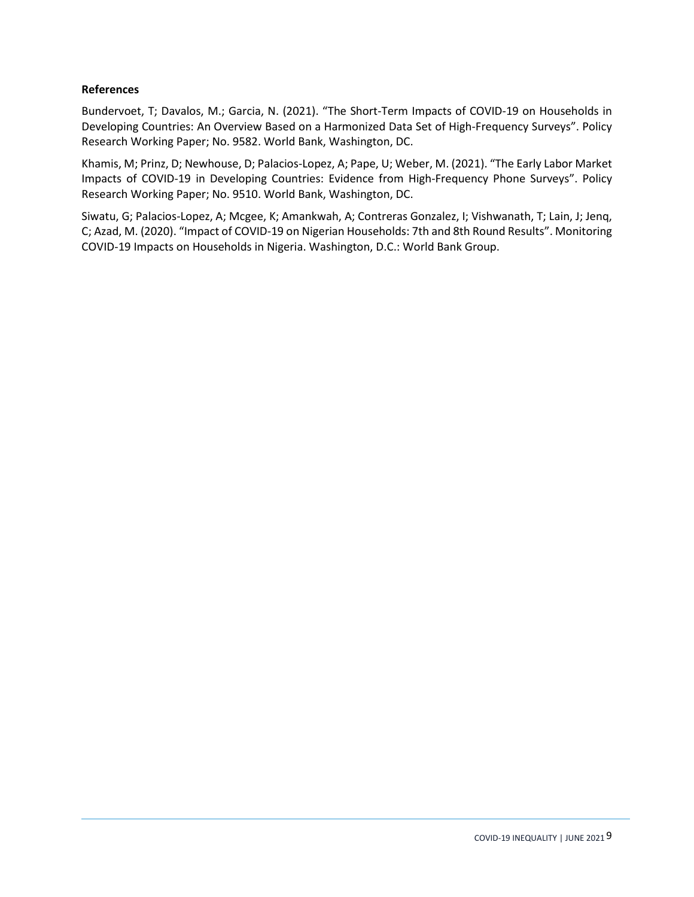**References**

Bundervoet, T; Davalos, M.; Garcia, N. (2021). “The Short-Term Impacts of COVID-19 on Households in Developing Countries: An Overview Based on a Harmonized Data Set of High-Frequency Surveys”. Policy Research Working Paper; No. 9582. World Bank, Washington, DC.

Khamis, M; Prinz, D; Newhouse, D; Palacios-Lopez, A; Pape, U; Weber, M. (2021). “The Early Labor Market Impacts of COVID-19 in Developing Countries: Evidence from High-Frequency Phone Surveys”. Policy Research Working Paper; No. 9510. World Bank, Washington, DC.

Siwatu, G; Palacios-Lopez, A; Mcgee, K; Amankwah, A; Contreras Gonzalez, I; Vishwanath, T; Lain, J; Jenq, C; Azad, M. (2020). “Impact of COVID-19 on Nigerian Households: 7th and 8th Round Results”. Monitoring COVID-19 Impacts on Households in Nigeria. Washington, D.C.: World Bank Group.